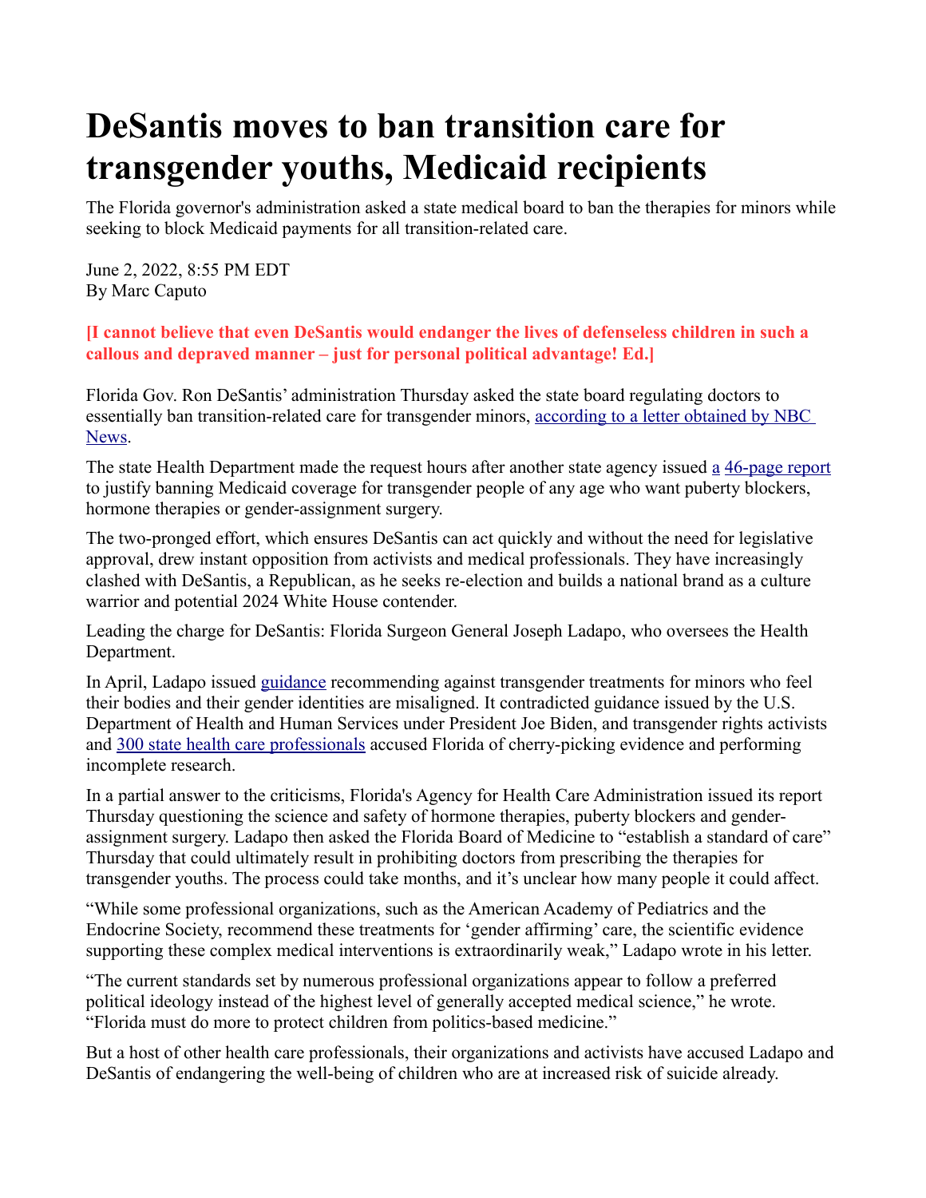# DeSantis moves to ban transition care for transgender youths, Medicaid recipients

The Florida governor's administration asked a state medical board to ban the therapies for minors while seeking to block Medicaid payments for all transition-related care.

June 2, 2022, 8:55 PM EDT
By Marc Caputo

**[I cannot believe that even DeSantis would endanger the lives of defenseless children in such a callous and depraved manner – just for personal political advantage! Ed.]**

Florida Gov. Ron DeSantis' administration Thursday asked the state board regulating doctors to essentially ban transition-related care for transgender minors, according to a letter obtained by NBC News.

The state Health Department made the request hours after another state agency issued a 46-page report to justify banning Medicaid coverage for transgender people of any age who want puberty blockers, hormone therapies or gender-assignment surgery.

The two-pronged effort, which ensures DeSantis can act quickly and without the need for legislative approval, drew instant opposition from activists and medical professionals. They have increasingly clashed with DeSantis, a Republican, as he seeks re-election and builds a national brand as a culture warrior and potential 2024 White House contender.

Leading the charge for DeSantis: Florida Surgeon General Joseph Ladapo, who oversees the Health Department.

In April, Ladapo issued guidance recommending against transgender treatments for minors who feel their bodies and their gender identities are misaligned. It contradicted guidance issued by the U.S. Department of Health and Human Services under President Joe Biden, and transgender rights activists and 300 state health care professionals accused Florida of cherry-picking evidence and performing incomplete research.

In a partial answer to the criticisms, Florida's Agency for Health Care Administration issued its report Thursday questioning the science and safety of hormone therapies, puberty blockers and gender-assignment surgery. Ladapo then asked the Florida Board of Medicine to "establish a standard of care" Thursday that could ultimately result in prohibiting doctors from prescribing the therapies for transgender youths. The process could take months, and it's unclear how many people it could affect.

"While some professional organizations, such as the American Academy of Pediatrics and the Endocrine Society, recommend these treatments for 'gender affirming' care, the scientific evidence supporting these complex medical interventions is extraordinarily weak," Ladapo wrote in his letter.

"The current standards set by numerous professional organizations appear to follow a preferred political ideology instead of the highest level of generally accepted medical science," he wrote. "Florida must do more to protect children from politics-based medicine."

But a host of other health care professionals, their organizations and activists have accused Ladapo and DeSantis of endangering the well-being of children who are at increased risk of suicide already.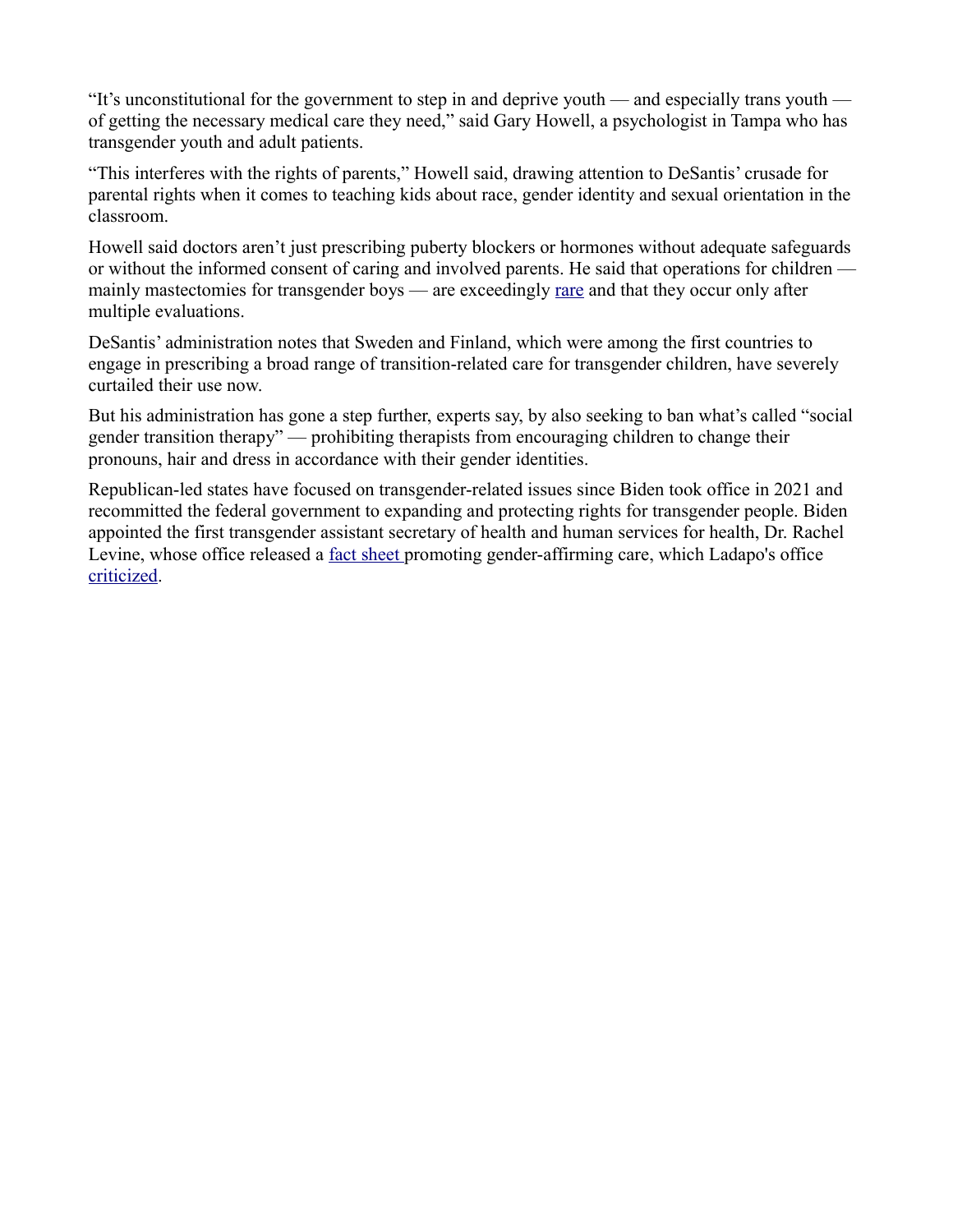"It's unconstitutional for the government to step in and deprive youth — and especially trans youth — of getting the necessary medical care they need," said Gary Howell, a psychologist in Tampa who has transgender youth and adult patients.

"This interferes with the rights of parents," Howell said, drawing attention to DeSantis' crusade for parental rights when it comes to teaching kids about race, gender identity and sexual orientation in the classroom.

Howell said doctors aren't just prescribing puberty blockers or hormones without adequate safeguards or without the informed consent of caring and involved parents. He said that operations for children — mainly mastectomies for transgender boys — are exceedingly rare and that they occur only after multiple evaluations.

DeSantis' administration notes that Sweden and Finland, which were among the first countries to engage in prescribing a broad range of transition-related care for transgender children, have severely curtailed their use now.

But his administration has gone a step further, experts say, by also seeking to ban what's called "social gender transition therapy" — prohibiting therapists from encouraging children to change their pronouns, hair and dress in accordance with their gender identities.

Republican-led states have focused on transgender-related issues since Biden took office in 2021 and recommitted the federal government to expanding and protecting rights for transgender people. Biden appointed the first transgender assistant secretary of health and human services for health, Dr. Rachel Levine, whose office released a fact sheet promoting gender-affirming care, which Ladapo's office criticized.